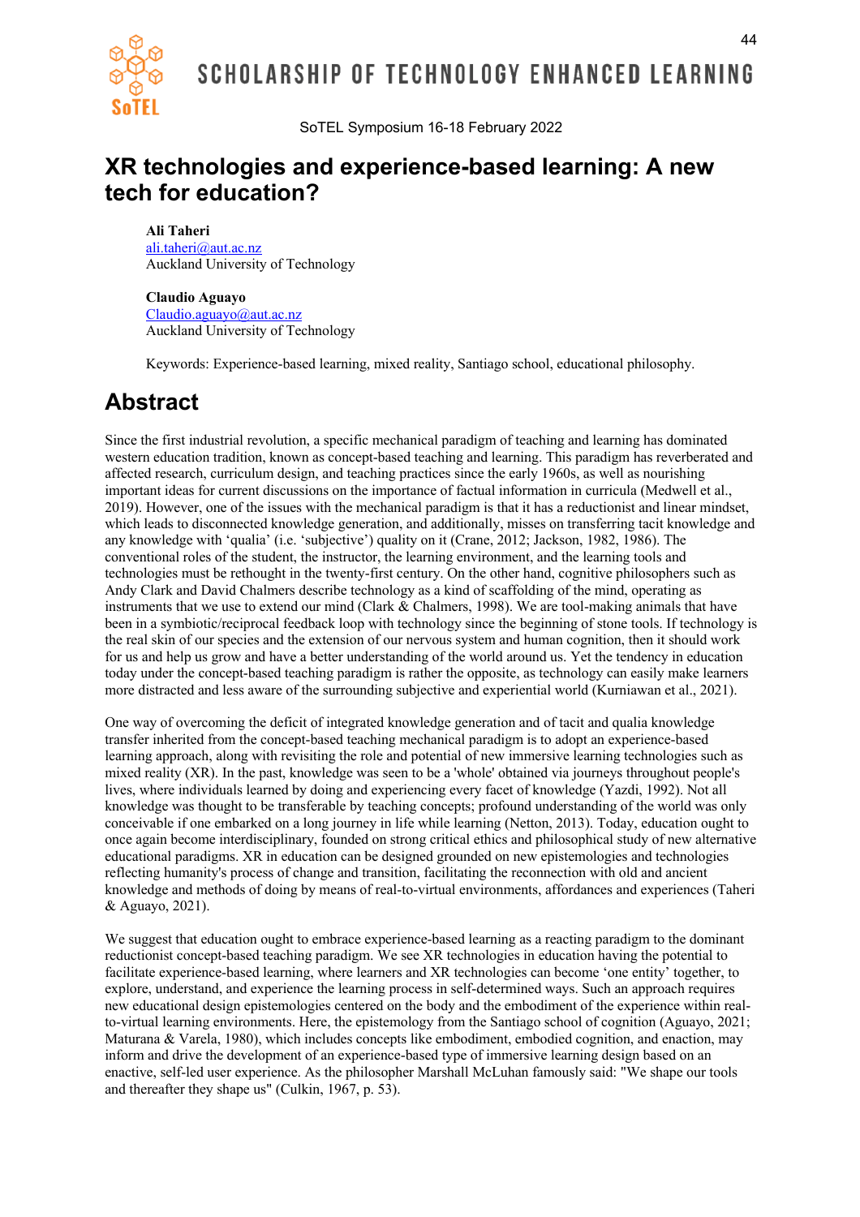SoTEL Symposium 16-18 February 2022

# XR technologies and experience-based learning: A new tech for education?

**Ali Taheri**
ali.taheri@aut.ac.nz
Auckland University of Technology

**Claudio Aguayo**
Claudio.aguayo@aut.ac.nz
Auckland University of Technology

Keywords: Experience-based learning, mixed reality, Santiago school, educational philosophy.

# Abstract

Since the first industrial revolution, a specific mechanical paradigm of teaching and learning has dominated western education tradition, known as concept-based teaching and learning. This paradigm has reverberated and affected research, curriculum design, and teaching practices since the early 1960s, as well as nourishing important ideas for current discussions on the importance of factual information in curricula (Medwell et al., 2019). However, one of the issues with the mechanical paradigm is that it has a reductionist and linear mindset, which leads to disconnected knowledge generation, and additionally, misses on transferring tacit knowledge and any knowledge with 'qualia' (i.e. 'subjective') quality on it (Crane, 2012; Jackson, 1982, 1986). The conventional roles of the student, the instructor, the learning environment, and the learning tools and technologies must be rethought in the twenty-first century. On the other hand, cognitive philosophers such as Andy Clark and David Chalmers describe technology as a kind of scaffolding of the mind, operating as instruments that we use to extend our mind (Clark & Chalmers, 1998). We are tool-making animals that have been in a symbiotic/reciprocal feedback loop with technology since the beginning of stone tools. If technology is the real skin of our species and the extension of our nervous system and human cognition, then it should work for us and help us grow and have a better understanding of the world around us. Yet the tendency in education today under the concept-based teaching paradigm is rather the opposite, as technology can easily make learners more distracted and less aware of the surrounding subjective and experiential world (Kurniawan et al., 2021).

One way of overcoming the deficit of integrated knowledge generation and of tacit and qualia knowledge transfer inherited from the concept-based teaching mechanical paradigm is to adopt an experience-based learning approach, along with revisiting the role and potential of new immersive learning technologies such as mixed reality (XR). In the past, knowledge was seen to be a 'whole' obtained via journeys throughout people's lives, where individuals learned by doing and experiencing every facet of knowledge (Yazdi, 1992). Not all knowledge was thought to be transferable by teaching concepts; profound understanding of the world was only conceivable if one embarked on a long journey in life while learning (Netton, 2013). Today, education ought to once again become interdisciplinary, founded on strong critical ethics and philosophical study of new alternative educational paradigms. XR in education can be designed grounded on new epistemologies and technologies reflecting humanity's process of change and transition, facilitating the reconnection with old and ancient knowledge and methods of doing by means of real-to-virtual environments, affordances and experiences (Taheri & Aguayo, 2021).

We suggest that education ought to embrace experience-based learning as a reacting paradigm to the dominant reductionist concept-based teaching paradigm. We see XR technologies in education having the potential to facilitate experience-based learning, where learners and XR technologies can become 'one entity' together, to explore, understand, and experience the learning process in self-determined ways. Such an approach requires new educational design epistemologies centered on the body and the embodiment of the experience within real-to-virtual learning environments. Here, the epistemology from the Santiago school of cognition (Aguayo, 2021; Maturana & Varela, 1980), which includes concepts like embodiment, embodied cognition, and enaction, may inform and drive the development of an experience-based type of immersive learning design based on an enactive, self-led user experience. As the philosopher Marshall McLuhan famously said: "We shape our tools and thereafter they shape us" (Culkin, 1967, p. 53).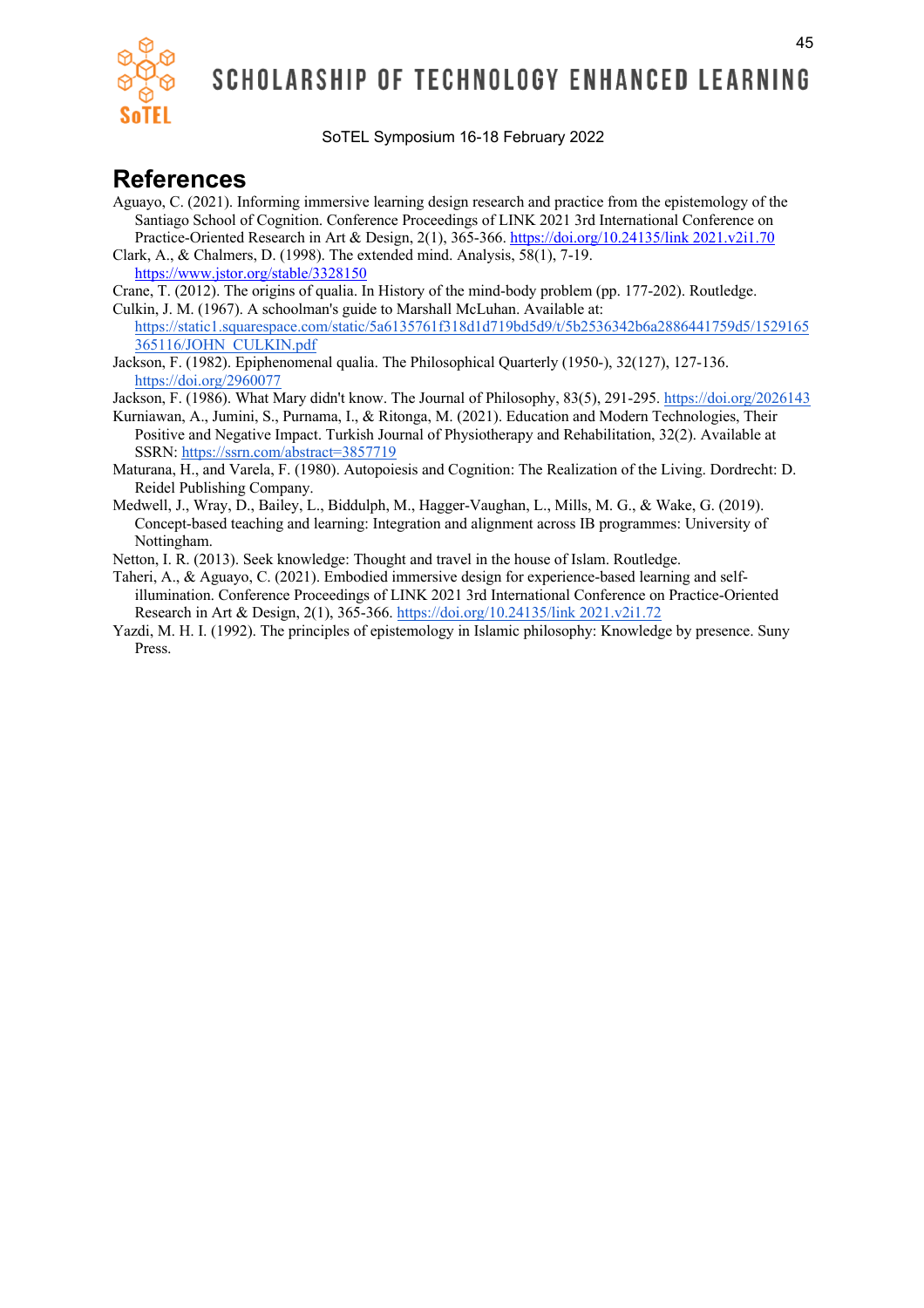## References

Aguayo, C. (2021). Informing immersive learning design research and practice from the epistemology of the Santiago School of Cognition. Conference Proceedings of LINK 2021 3rd International Conference on Practice-Oriented Research in Art & Design, 2(1), 365-366. https://doi.org/10.24135/link 2021.v2i1.70

Clark, A., & Chalmers, D. (1998). The extended mind. Analysis, 58(1), 7-19. https://www.jstor.org/stable/3328150

Crane, T. (2012). The origins of qualia. In History of the mind-body problem (pp. 177-202). Routledge.

Culkin, J. M. (1967). A schoolman's guide to Marshall McLuhan. Available at: https://static1.squarespace.com/static/5a6135761f318d1d719bd5d9/t/5b2536342b6a2886441759d5/1529165365116/JOHN_CULKIN.pdf

Jackson, F. (1982). Epiphenomenal qualia. The Philosophical Quarterly (1950-), 32(127), 127-136. https://doi.org/2960077

Jackson, F. (1986). What Mary didn't know. The Journal of Philosophy, 83(5), 291-295. https://doi.org/2026143

Kurniawan, A., Jumini, S., Purnama, I., & Ritonga, M. (2021). Education and Modern Technologies, Their Positive and Negative Impact. Turkish Journal of Physiotherapy and Rehabilitation, 32(2). Available at SSRN: https://ssrn.com/abstract=3857719

Maturana, H., and Varela, F. (1980). Autopoiesis and Cognition: The Realization of the Living. Dordrecht: D. Reidel Publishing Company.

Medwell, J., Wray, D., Bailey, L., Biddulph, M., Hagger-Vaughan, L., Mills, M. G., & Wake, G. (2019). Concept-based teaching and learning: Integration and alignment across IB programmes: University of Nottingham.

Netton, I. R. (2013). Seek knowledge: Thought and travel in the house of Islam. Routledge.

Taheri, A., & Aguayo, C. (2021). Embodied immersive design for experience-based learning and self-illumination. Conference Proceedings of LINK 2021 3rd International Conference on Practice-Oriented Research in Art & Design, 2(1), 365-366. https://doi.org/10.24135/link 2021.v2i1.72

Yazdi, M. H. I. (1992). The principles of epistemology in Islamic philosophy: Knowledge by presence. Suny Press.